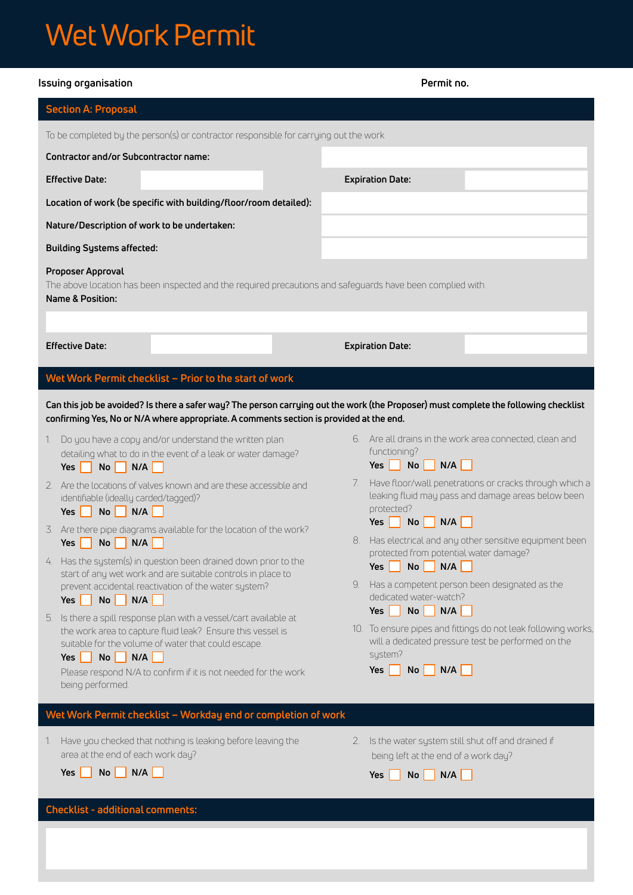# Wet Work Permit

**Issuing organisation**

**Permit no.**

## Section A: Proposal

To be completed by the person(s) or contractor responsible for carrying out the work

| | |
|---|---|
| **Contractor and/or Subcontractor name:** | |
| **Effective Date:** | **Expiration Date:** |
| **Location of work (be specific with building/floor/room detailed):** | |
| **Nature/Description of work to be undertaken:** | |
| **Building Systems affected:** | |

**Proposer Approval**

The above location has been inspected and the required precautions and safeguards have been complied with.

**Name & Position:**

**Effective Date:** 

**Expiration Date:**

## Wet Work Permit checklist – Prior to the start of work

**Can this job be avoided? Is there a safer way? The person carrying out the work (the Proposer) must complete the following checklist confirming Yes, No or N/A where appropriate. A comments section is provided at the end.**

1. Do you have a copy and/or understand the written plan detailing what to do in the event of a leak or water damage?
   **Yes** ☐ **No** ☐ **N/A** ☐
2. Are the locations of valves known and are these accessible and identifiable (ideally carded/tagged)?
   **Yes** ☐ **No** ☐ **N/A** ☐
3. Are there pipe diagrams available for the location of the work?
   **Yes** ☐ **No** ☐ **N/A** ☐
4. Has the system(s) in question been drained down prior to the start of any wet work and are suitable controls in place to prevent accidental reactivation of the water system?
   **Yes** ☐ **No** ☐ **N/A** ☐
5. Is there a spill response plan with a vessel/cart available at the work area to capture fluid leak? Ensure this vessel is suitable for the volume of water that could escape.
   **Yes** ☐ **No** ☐ **N/A** ☐
   Please respond N/A to confirm if it is not needed for the work being performed.
6. Are all drains in the work area connected, clean and functioning?
   **Yes** ☐ **No** ☐ **N/A** ☐
7. Have floor/wall penetrations or cracks through which a leaking fluid may pass and damage areas below been protected?
   **Yes** ☐ **No** ☐ **N/A** ☐
8. Has electrical and any other sensitive equipment been protected from potential water damage?
   **Yes** ☐ **No** ☐ **N/A** ☐
9. Has a competent person been designated as the dedicated water-watch?
   **Yes** ☐ **No** ☐ **N/A** ☐
10. To ensure pipes and fittings do not leak following works, will a dedicated pressure test be performed on the system?
    **Yes** ☐ **No** ☐ **N/A** ☐

## Wet Work Permit checklist – Workday end or completion of work

1. Have you checked that nothing is leaking before leaving the area at the end of each work day?
   **Yes** ☐ **No** ☐ **N/A** ☐
2. Is the water system still shut off and drained if being left at the end of a work day?
   **Yes** ☐ **No** ☐ **N/A** ☐

## Checklist - additional comments: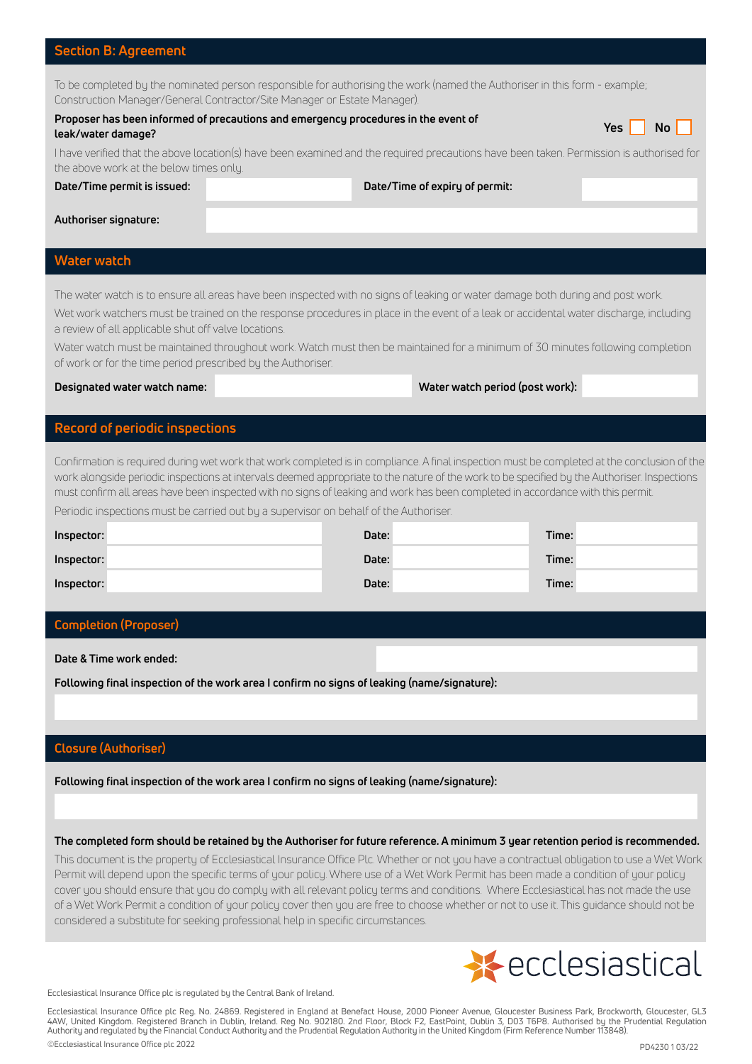## Section B: Agreement

To be completed by the nominated person responsible for authorising the work (named the Authoriser in this form - example; Construction Manager/General Contractor/Site Manager or Estate Manager).

**Proposer has been informed of precautions and emergency procedures in the event of leak/water damage?** **Yes** ☐ **No** ☐

I have verified that the above location(s) have been examined and the required precautions have been taken. Permission is authorised for the above work at the below times only.

| | | | |
|---|---|---|---|
| **Date/Time permit is issued:** | | **Date/Time of expiry of permit:** | |
| **Authoriser signature:** | | | |

## Water watch

The water watch is to ensure all areas have been inspected with no signs of leaking or water damage both during and post work.

Wet work watchers must be trained on the response procedures in place in the event of a leak or accidental water discharge, including a review of all applicable shut off valve locations.

Water watch must be maintained throughout work. Watch must then be maintained for a minimum of 30 minutes following completion of work or for the time period prescribed by the Authoriser.

| | | | |
|---|---|---|---|
| **Designated water watch name:** | | **Water watch period (post work):** | |

## Record of periodic inspections

Confirmation is required during wet work that work completed is in compliance. A final inspection must be completed at the conclusion of the work alongside periodic inspections at intervals deemed appropriate to the nature of the work to be specified by the Authoriser. Inspections must confirm all areas have been inspected with no signs of leaking and work has been completed in accordance with this permit.

Periodic inspections must be carried out by a supervisor on behalf of the Authoriser.

| | | | | | |
|---|---|---|---|---|---|
| **Inspector:** | | **Date:** | | **Time:** | |
| **Inspector:** | | **Date:** | | **Time:** | |
| **Inspector:** | | **Date:** | | **Time:** | |

## Completion (Proposer)

**Date & Time work ended:**

**Following final inspection of the work area I confirm no signs of leaking (name/signature):**

## Closure (Authoriser)

**Following final inspection of the work area I confirm no signs of leaking (name/signature):**

**The completed form should be retained by the Authoriser for future reference. A minimum 3 year retention period is recommended.**

This document is the property of Ecclesiastical Insurance Office Plc. Whether or not you have a contractual obligation to use a Wet Work Permit will depend upon the specific terms of your policy. Where use of a Wet Work Permit has been made a condition of your policy cover you should ensure that you do comply with all relevant policy terms and conditions. Where Ecclesiastical has not made the use of a Wet Work Permit a condition of your policy cover then you are free to choose whether or not to use it. This guidance should not be considered a substitute for seeking professional help in specific circumstances.

ecclesiastical

Ecclesiastical Insurance Office plc is regulated by the Central Bank of Ireland.

Ecclesiastical Insurance Office plc Reg. No. 24869. Registered in England at Benefact House, 2000 Pioneer Avenue, Gloucester Business Park, Brockworth, Gloucester, GL3 4AW, United Kingdom. Registered Branch in Dublin, Ireland. Reg No. 902180. 2nd Floor, Block F2, EastPoint, Dublin 3, D03 T6P8. Authorised by the Prudential Regulation Authority and regulated by the Financial Conduct Authority and the Prudential Regulation Authority in the United Kingdom (Firm Reference Number 113848).

©Ecclesiastical Insurance Office plc 2022

PD4230 1 03/22